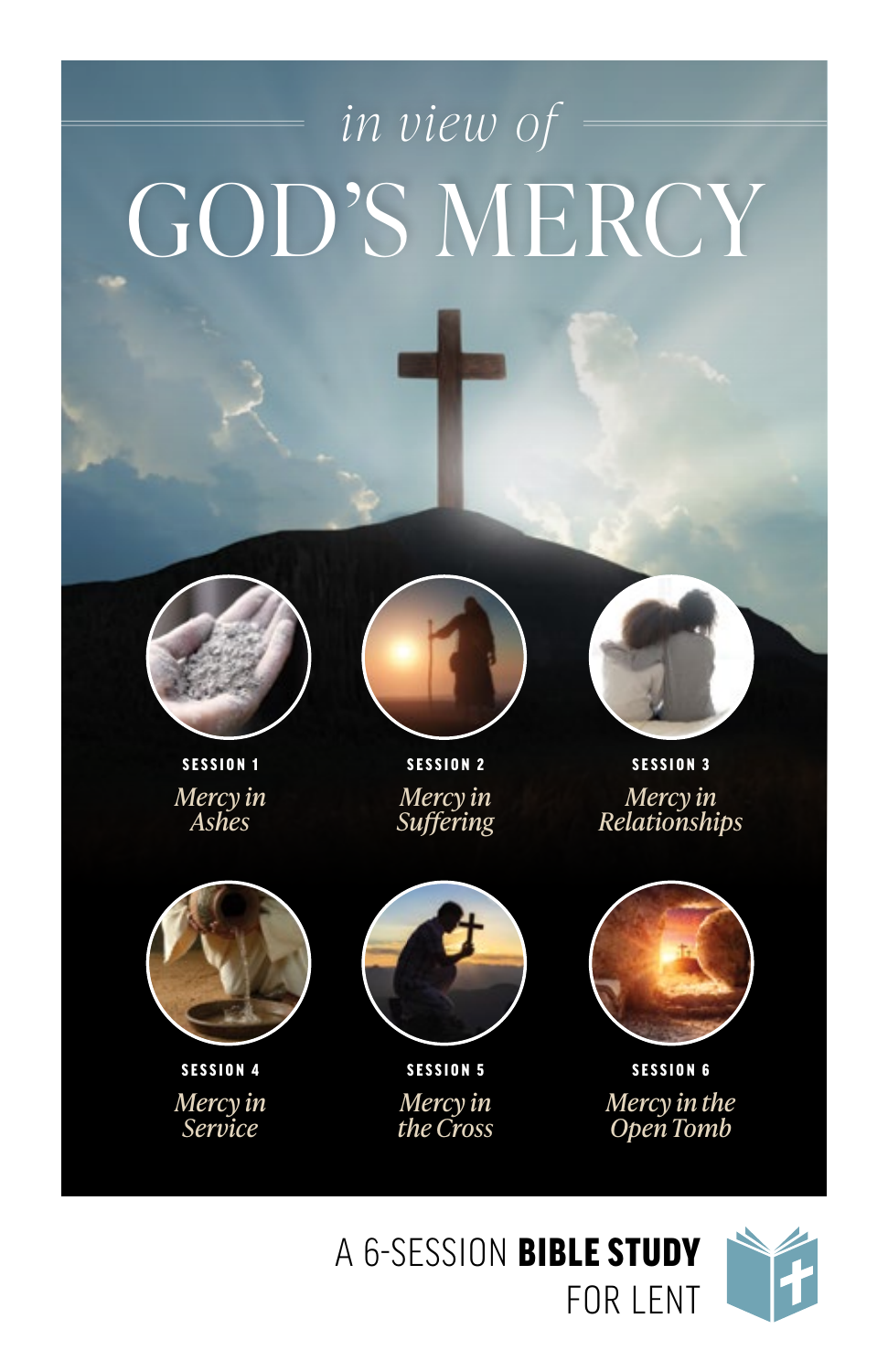*in view of*

# GOD'S MERCY

**SESSION 1**
*Mercy in Ashes*

**SESSION 2**
*Mercy in Suffering*

**SESSION 3**
*Mercy in Relationships*

**SESSION 4**
*Mercy in Service*

**SESSION 5**
*Mercy in the Cross*

**SESSION 6**
*Mercy in the Open Tomb*

A 6-SESSION **BIBLE STUDY** FOR LENT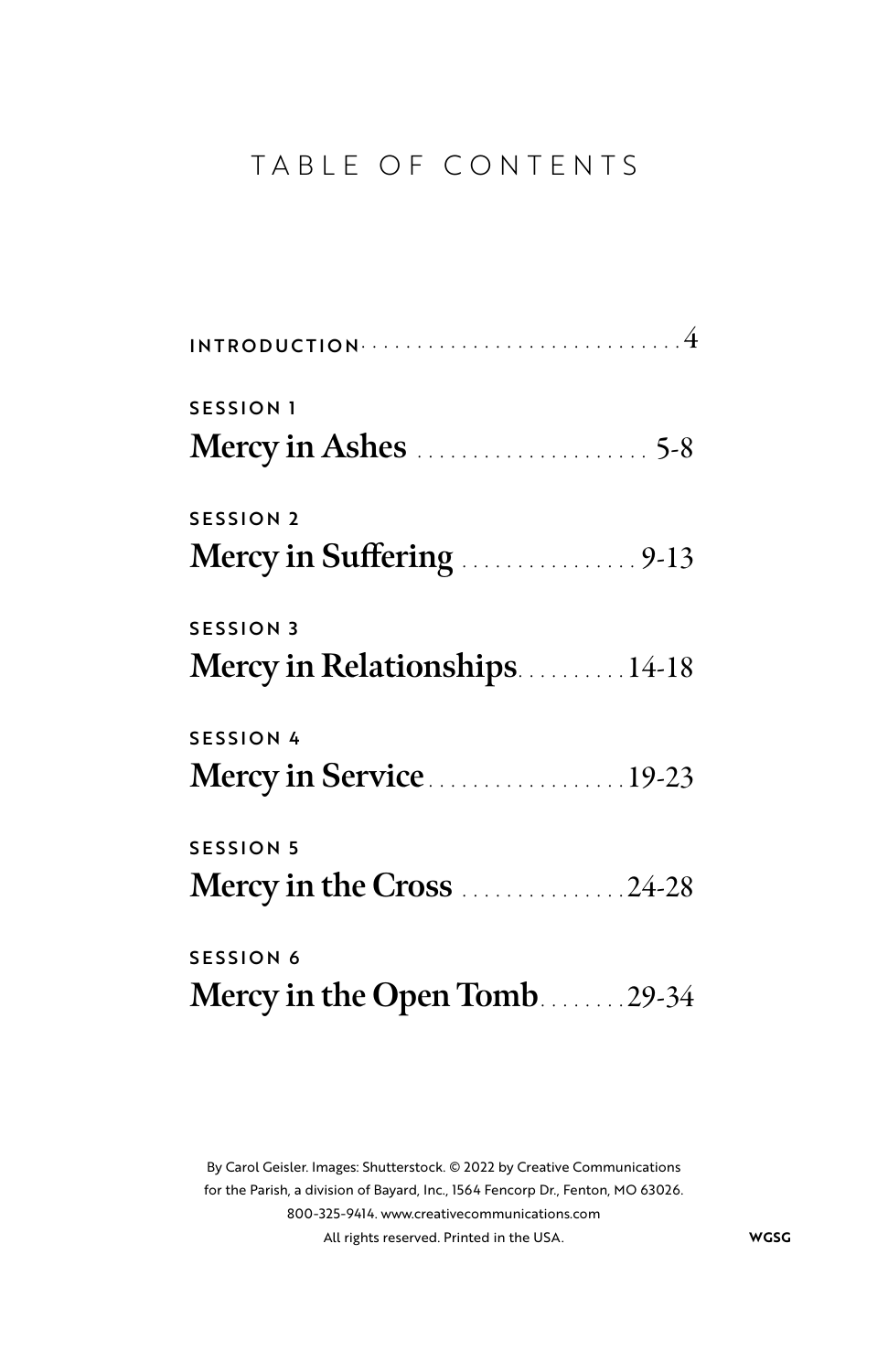# TABLE OF CONTENTS

**INTRODUCTION** .............................. 4

SESSION 1
**Mercy in Ashes** ..................... 5-8

SESSION 2
**Mercy in Suffering** ................ 9-13

SESSION 3
**Mercy in Relationships** .......... 14-18

SESSION 4
**Mercy in Service** .................. 19-23

SESSION 5
**Mercy in the Cross** ............... 24-28

SESSION 6
**Mercy in the Open Tomb** ........ 29-34

By Carol Geisler. Images: Shutterstock. © 2022 by Creative Communications for the Parish, a division of Bayard, Inc., 1564 Fencorp Dr., Fenton, MO 63026. 800-325-9414. www.creativecommunications.com
All rights reserved. Printed in the USA.

WGSG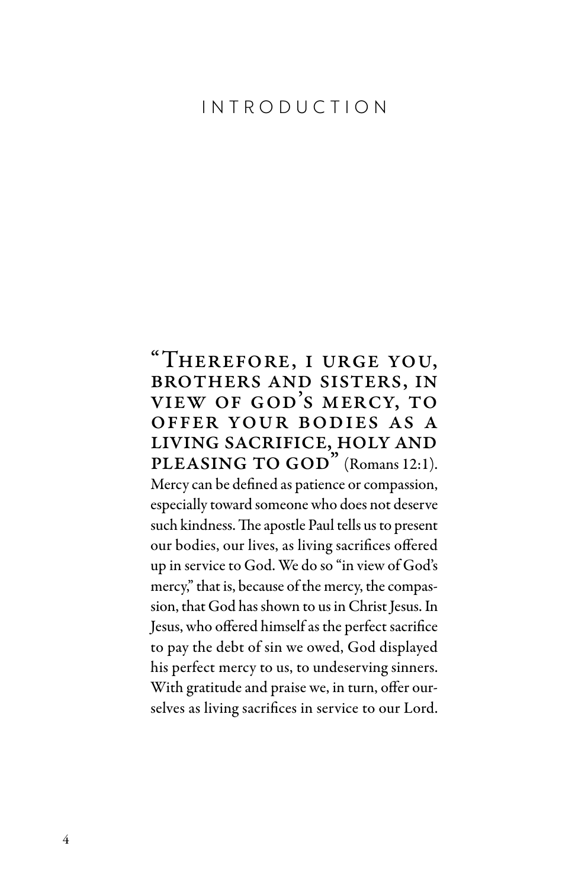# INTRODUCTION

"THEREFORE, I URGE YOU, BROTHERS AND SISTERS, IN VIEW OF GOD'S MERCY, TO OFFER YOUR BODIES AS A LIVING SACRIFICE, HOLY AND PLEASING TO GOD" (Romans 12:1). Mercy can be defined as patience or compassion, especially toward someone who does not deserve such kindness. The apostle Paul tells us to present our bodies, our lives, as living sacrifices offered up in service to God. We do so "in view of God's mercy," that is, because of the mercy, the compassion, that God has shown to us in Christ Jesus. In Jesus, who offered himself as the perfect sacrifice to pay the debt of sin we owed, God displayed his perfect mercy to us, to undeserving sinners. With gratitude and praise we, in turn, offer ourselves as living sacrifices in service to our Lord.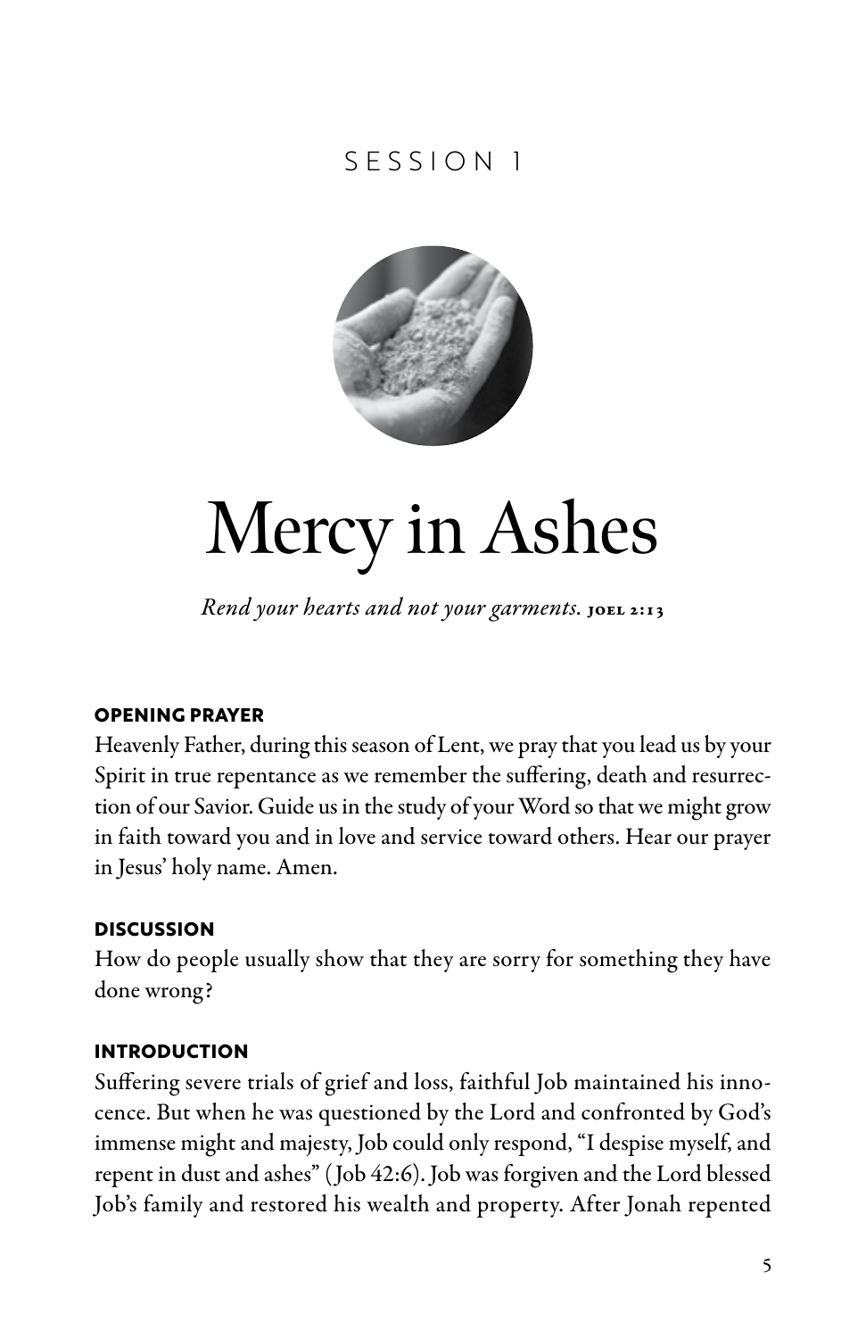SESSION 1

# Mercy in Ashes

*Rend your hearts and not your garments.* JOEL 2:13

### OPENING PRAYER

Heavenly Father, during this season of Lent, we pray that you lead us by your Spirit in true repentance as we remember the suffering, death and resurrection of our Savior. Guide us in the study of your Word so that we might grow in faith toward you and in love and service toward others. Hear our prayer in Jesus' holy name. Amen.

### DISCUSSION

How do people usually show that they are sorry for something they have done wrong?

### INTRODUCTION

Suffering severe trials of grief and loss, faithful Job maintained his innocence. But when he was questioned by the Lord and confronted by God's immense might and majesty, Job could only respond, "I despise myself, and repent in dust and ashes" (Job 42:6). Job was forgiven and the Lord blessed Job's family and restored his wealth and property. After Jonah repented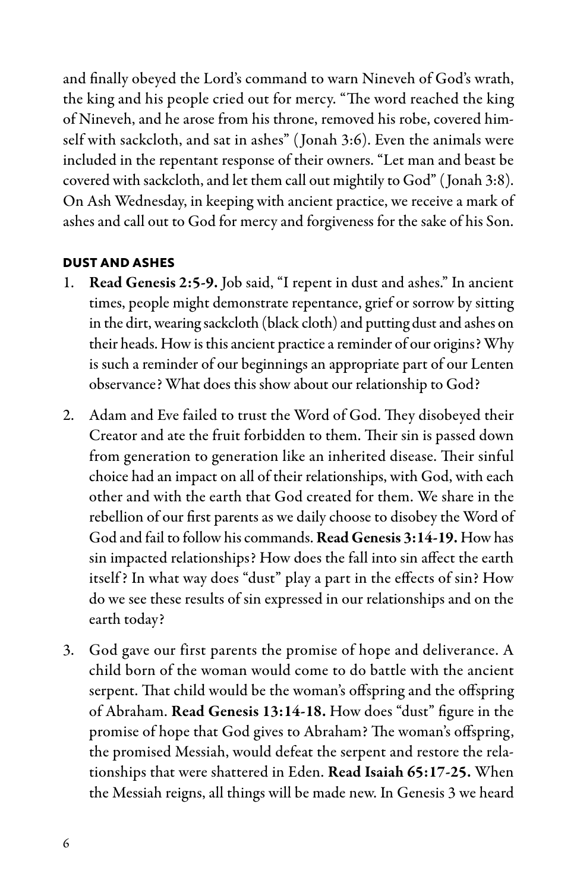and finally obeyed the Lord's command to warn Nineveh of God's wrath, the king and his people cried out for mercy. "The word reached the king of Nineveh, and he arose from his throne, removed his robe, covered himself with sackcloth, and sat in ashes" (Jonah 3:6). Even the animals were included in the repentant response of their owners. "Let man and beast be covered with sackcloth, and let them call out mightily to God" (Jonah 3:8). On Ash Wednesday, in keeping with ancient practice, we receive a mark of ashes and call out to God for mercy and forgiveness for the sake of his Son.

#### DUST AND ASHES

1. **Read Genesis 2:5-9.** Job said, "I repent in dust and ashes." In ancient times, people might demonstrate repentance, grief or sorrow by sitting in the dirt, wearing sackcloth (black cloth) and putting dust and ashes on their heads. How is this ancient practice a reminder of our origins? Why is such a reminder of our beginnings an appropriate part of our Lenten observance? What does this show about our relationship to God?

2. Adam and Eve failed to trust the Word of God. They disobeyed their Creator and ate the fruit forbidden to them. Their sin is passed down from generation to generation like an inherited disease. Their sinful choice had an impact on all of their relationships, with God, with each other and with the earth that God created for them. We share in the rebellion of our first parents as we daily choose to disobey the Word of God and fail to follow his commands. **Read Genesis 3:14-19.** How has sin impacted relationships? How does the fall into sin affect the earth itself? In what way does "dust" play a part in the effects of sin? How do we see these results of sin expressed in our relationships and on the earth today?

3. God gave our first parents the promise of hope and deliverance. A child born of the woman would come to do battle with the ancient serpent. That child would be the woman's offspring and the offspring of Abraham. **Read Genesis 13:14-18.** How does "dust" figure in the promise of hope that God gives to Abraham? The woman's offspring, the promised Messiah, would defeat the serpent and restore the relationships that were shattered in Eden. **Read Isaiah 65:17-25.** When the Messiah reigns, all things will be made new. In Genesis 3 we heard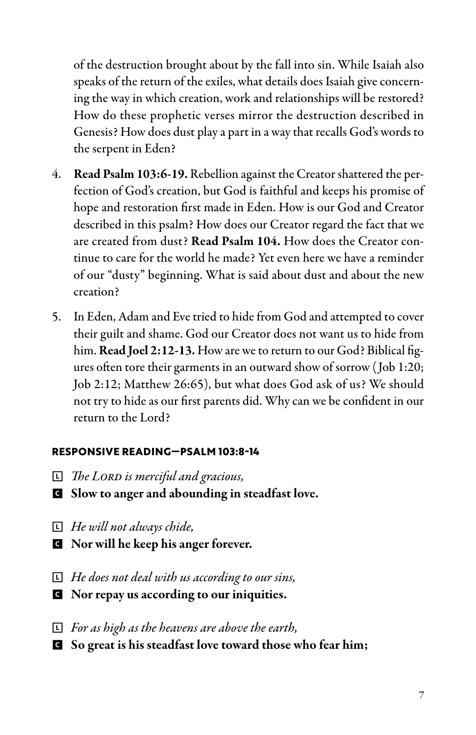of the destruction brought about by the fall into sin. While Isaiah also speaks of the return of the exiles, what details does Isaiah give concerning the way in which creation, work and relationships will be restored? How do these prophetic verses mirror the destruction described in Genesis? How does dust play a part in a way that recalls God's words to the serpent in Eden?

4. **Read Psalm 103:6-19.** Rebellion against the Creator shattered the perfection of God's creation, but God is faithful and keeps his promise of hope and restoration first made in Eden. How is our God and Creator described in this psalm? How does our Creator regard the fact that we are created from dust? **Read Psalm 104.** How does the Creator continue to care for the world he made? Yet even here we have a reminder of our "dusty" beginning. What is said about dust and about the new creation?

5. In Eden, Adam and Eve tried to hide from God and attempted to cover their guilt and shame. God our Creator does not want us to hide from him. **Read Joel 2:12-13.** How are we to return to our God? Biblical figures often tore their garments in an outward show of sorrow (Job 1:20; Job 2:12; Matthew 26:65), but what does God ask of us? We should not try to hide as our first parents did. Why can we be confident in our return to the Lord?

### RESPONSIVE READING—PSALM 103:8-14

L *The LORD is merciful and gracious,*
C **Slow to anger and abounding in steadfast love.**

L *He will not always chide,*
C **Nor will he keep his anger forever.**

L *He does not deal with us according to our sins,*
C **Nor repay us according to our iniquities.**

L *For as high as the heavens are above the earth,*
C **So great is his steadfast love toward those who fear him;**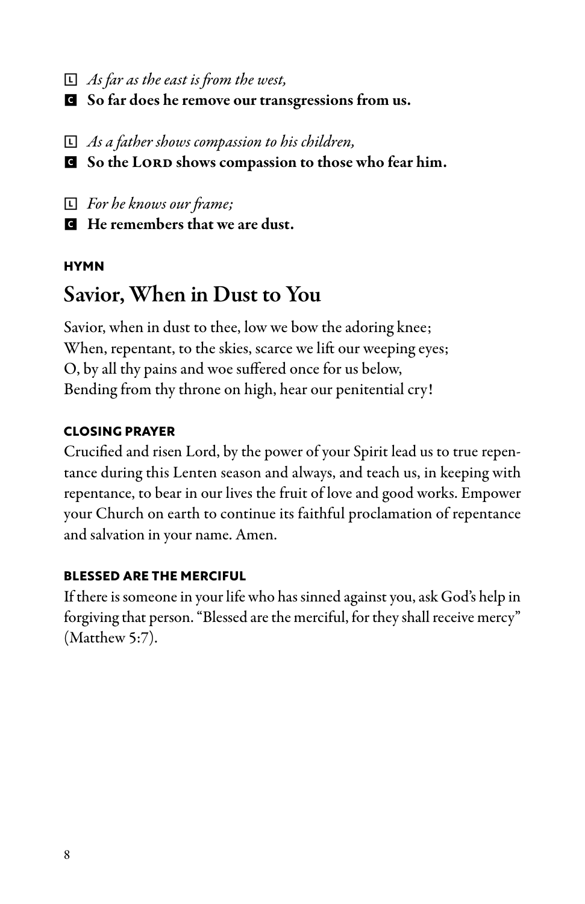L *As far as the east is from the west,*
C **So far does he remove our transgressions from us.**

L *As a father shows compassion to his children,*
C **So the LORD shows compassion to those who fear him.**

L *For he knows our frame;*
C **He remembers that we are dust.**

### HYMN

## Savior, When in Dust to You

Savior, when in dust to thee, low we bow the adoring knee;
When, repentant, to the skies, scarce we lift our weeping eyes;
O, by all thy pains and woe suffered once for us below,
Bending from thy throne on high, hear our penitential cry!

### CLOSING PRAYER

Crucified and risen Lord, by the power of your Spirit lead us to true repentance during this Lenten season and always, and teach us, in keeping with repentance, to bear in our lives the fruit of love and good works. Empower your Church on earth to continue its faithful proclamation of repentance and salvation in your name. Amen.

### BLESSED ARE THE MERCIFUL

If there is someone in your life who has sinned against you, ask God's help in forgiving that person. "Blessed are the merciful, for they shall receive mercy" (Matthew 5:7).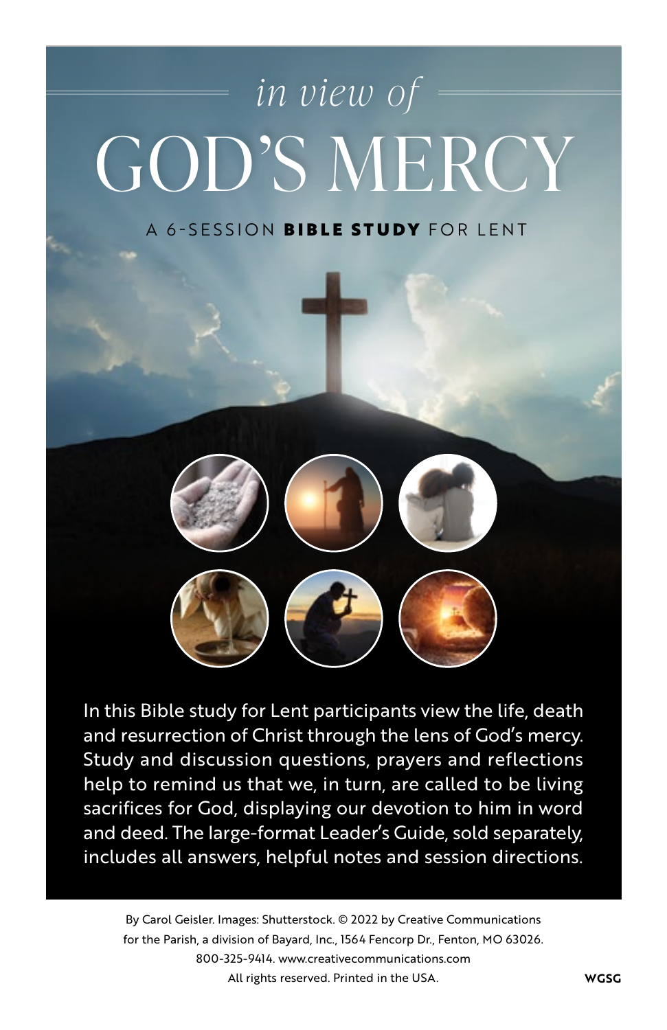*in view of*

# GOD'S MERCY

A 6-SESSION **BIBLE STUDY** FOR LENT

In this Bible study for Lent participants view the life, death and resurrection of Christ through the lens of God's mercy. Study and discussion questions, prayers and reflections help to remind us that we, in turn, are called to be living sacrifices for God, displaying our devotion to him in word and deed. The large-format Leader's Guide, sold separately, includes all answers, helpful notes and session directions.

By Carol Geisler. Images: Shutterstock. © 2022 by Creative Communications for the Parish, a division of Bayard, Inc., 1564 Fencorp Dr., Fenton, MO 63026. 800-325-9414. www.creativecommunications.com
All rights reserved. Printed in the USA.

WGSG